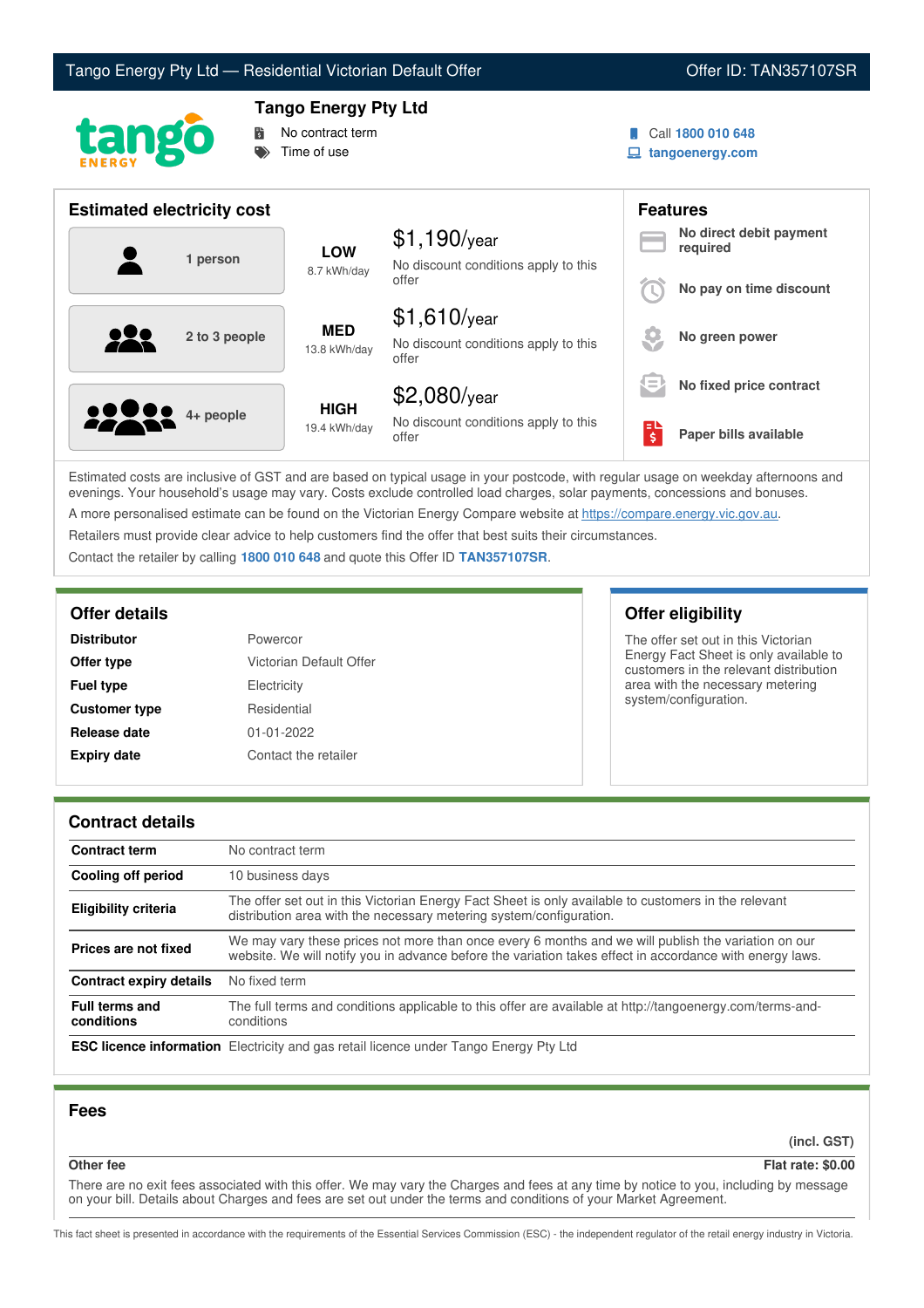# Tango Energy Pty Ltd — Residential Victorian Default Offer

Offer ID: TAN357107SR

## Tango Energy Pty Ltd

- No contract term
- Time of use

Call **1800 010 648**
**tangoenergy.com**

## Estimated electricity cost

| Household | Usage | Cost |
|---|---|---|
| 1 person | **LOW** 8.7 kWh/day | $1,190/year — No discount conditions apply to this offer |
| 2 to 3 people | **MED** 13.8 kWh/day | $1,610/year — No discount conditions apply to this offer |
| 4+ people | **HIGH** 19.4 kWh/day | $2,080/year — No discount conditions apply to this offer |

## Features

- **No direct debit payment required**
- **No pay on time discount**
- **No green power**
- **No fixed price contract**
- **Paper bills available**

Estimated costs are inclusive of GST and are based on typical usage in your postcode, with regular usage on weekday afternoons and evenings. Your household's usage may vary. Costs exclude controlled load charges, solar payments, concessions and bonuses.

A more personalised estimate can be found on the Victorian Energy Compare website at https://compare.energy.vic.gov.au.

Retailers must provide clear advice to help customers find the offer that best suits their circumstances.

Contact the retailer by calling **1800 010 648** and quote this Offer ID **TAN357107SR**.

## Offer details

| | |
|---|---|
| **Distributor** | Powercor |
| **Offer type** | Victorian Default Offer |
| **Fuel type** | Electricity |
| **Customer type** | Residential |
| **Release date** | 01-01-2022 |
| **Expiry date** | Contact the retailer |

## Offer eligibility

The offer set out in this Victorian Energy Fact Sheet is only available to customers in the relevant distribution area with the necessary metering system/configuration.

## Contract details

| | |
|---|---|
| **Contract term** | No contract term |
| **Cooling off period** | 10 business days |
| **Eligibility criteria** | The offer set out in this Victorian Energy Fact Sheet is only available to customers in the relevant distribution area with the necessary metering system/configuration. |
| **Prices are not fixed** | We may vary these prices not more than once every 6 months and we will publish the variation on our website. We will notify you in advance before the variation takes effect in accordance with energy laws. |
| **Contract expiry details** | No fixed term |
| **Full terms and conditions** | The full terms and conditions applicable to this offer are available at http://tangoenergy.com/terms-and-conditions |
| **ESC licence information** | Electricity and gas retail licence under Tango Energy Pty Ltd |

## Fees

| | (incl. GST) |
|---|---|
| **Other fee** | **Flat rate: $0.00** |

There are no exit fees associated with this offer. We may vary the Charges and fees at any time by notice to you, including by message on your bill. Details about Charges and fees are set out under the terms and conditions of your Market Agreement.

This fact sheet is presented in accordance with the requirements of the Essential Services Commission (ESC) - the independent regulator of the retail energy industry in Victoria.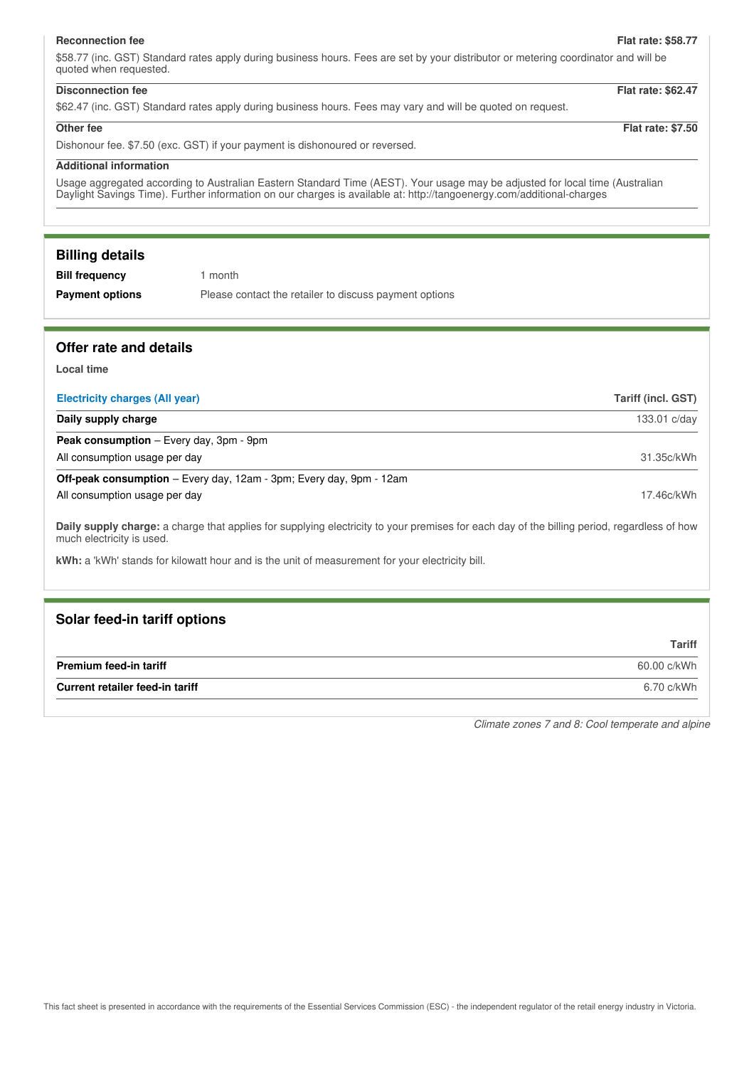**Reconnection fee** — Flat rate: $58.77

$58.77 (inc. GST) Standard rates apply during business hours. Fees are set by your distributor or metering coordinator and will be quoted when requested.

**Disconnection fee** — Flat rate: $62.47

$62.47 (inc. GST) Standard rates apply during business hours. Fees may vary and will be quoted on request.

**Other fee** — Flat rate: $7.50

Dishonour fee. $7.50 (exc. GST) if your payment is dishonoured or reversed.

**Additional information**

Usage aggregated according to Australian Eastern Standard Time (AEST). Your usage may be adjusted for local time (Australian Daylight Savings Time). Further information on our charges is available at: http://tangoenergy.com/additional-charges

## Billing details

| | |
|---|---|
| **Bill frequency** | 1 month |
| **Payment options** | Please contact the retailer to discuss payment options |

## Offer rate and details

Local time

| Electricity charges (All year) | Tariff (incl. GST) |
|---|---|
| **Daily supply charge** | 133.01 c/day |
| **Peak consumption** – Every day, 3pm - 9pm | |
| All consumption usage per day | 31.35c/kWh |
| **Off-peak consumption** – Every day, 12am - 3pm; Every day, 9pm - 12am | |
| All consumption usage per day | 17.46c/kWh |

**Daily supply charge:** a charge that applies for supplying electricity to your premises for each day of the billing period, regardless of how much electricity is used.

**kWh:** a 'kWh' stands for kilowatt hour and is the unit of measurement for your electricity bill.

## Solar feed-in tariff options

| | Tariff |
|---|---|
| **Premium feed-in tariff** | 60.00 c/kWh |
| **Current retailer feed-in tariff** | 6.70 c/kWh |

*Climate zones 7 and 8: Cool temperate and alpine*

This fact sheet is presented in accordance with the requirements of the Essential Services Commission (ESC) - the independent regulator of the retail energy industry in Victoria.